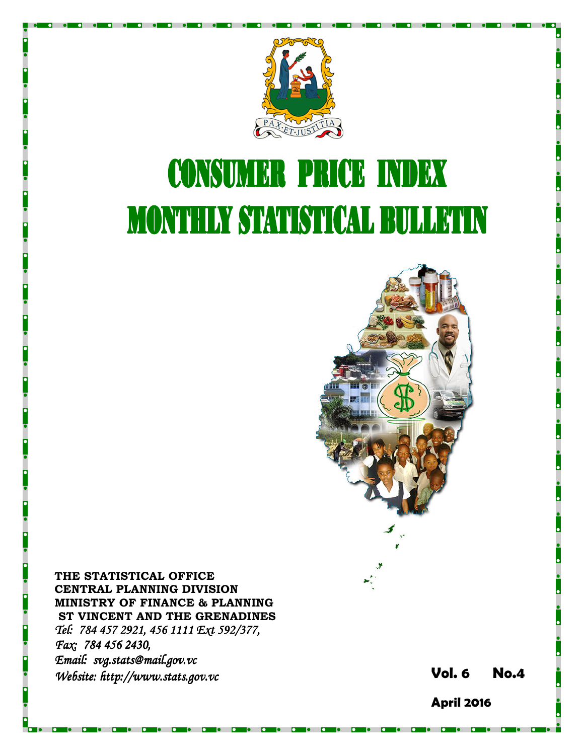# CONSUMER PRICE INDEX

# MONTHLY STATISTICAL BULLETIN

**THE STATISTICAL OFFICE**
**CENTRAL PLANNING DIVISION**
**MINISTRY OF FINANCE & PLANNING**
**ST VINCENT AND THE GRENADINES**

*Tel: 784 457 2921, 456 1111 Ext 592/377,*
*Fax: 784 456 2430,*
*Email: svg.stats@mail.gov.vc*
*Website: http://www.stats.gov.vc*

**Vol. 6 No.4**

**April 2016**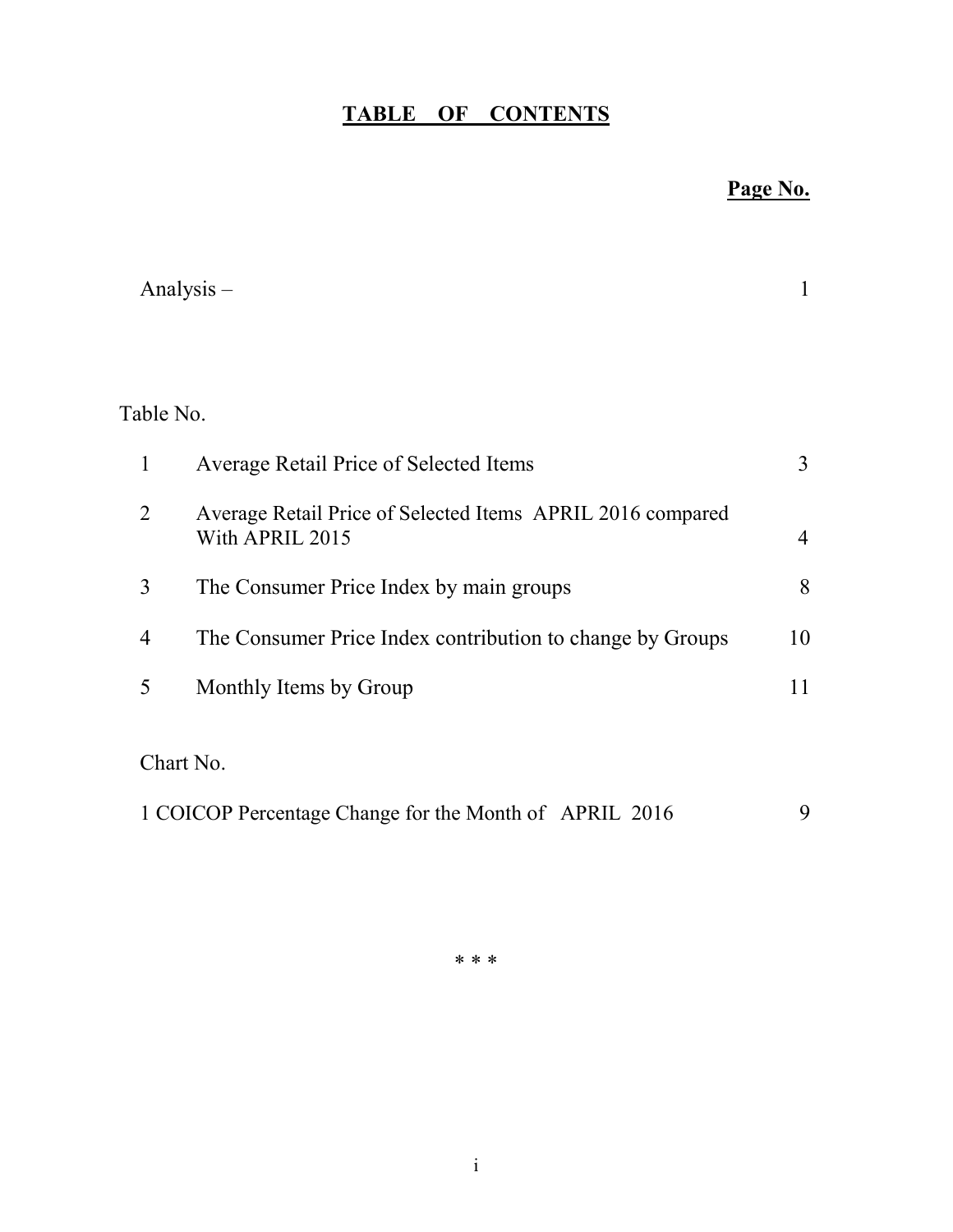# **TABLE OF CONTENTS**

**Page No.**

Analysis – 1

Table No.

| No. | Title | Page No. |
|---|---|---|
| 1 | Average Retail Price of Selected Items | 3 |
| 2 | Average Retail Price of Selected Items APRIL 2016 compared With APRIL 2015 | 4 |
| 3 | The Consumer Price Index by main groups | 8 |
| 4 | The Consumer Price Index contribution to change by Groups | 10 |
| 5 | Monthly Items by Group | 11 |

Chart No.

1 COICOP Percentage Change for the Month of APRIL 2016 9

\* \* \*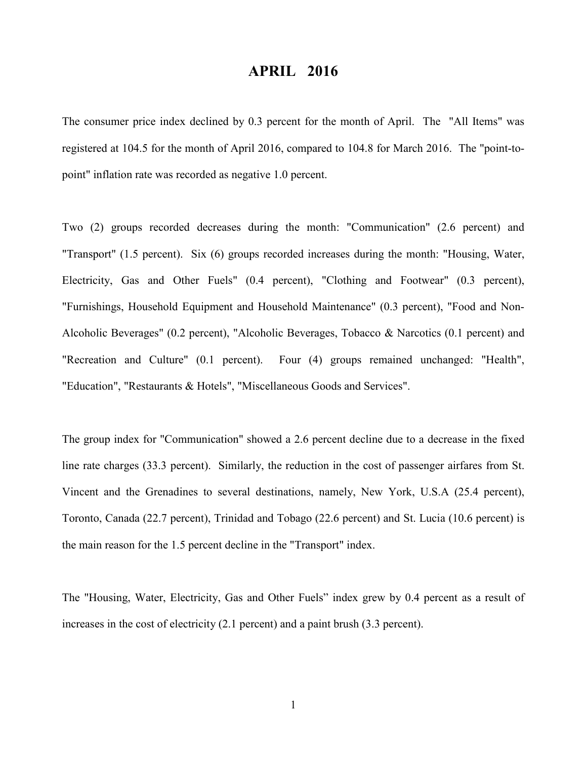# APRIL 2016

The consumer price index declined by 0.3 percent for the month of April. The "All Items" was registered at 104.5 for the month of April 2016, compared to 104.8 for March 2016. The "point-to-point" inflation rate was recorded as negative 1.0 percent.

Two (2) groups recorded decreases during the month: "Communication" (2.6 percent) and "Transport" (1.5 percent). Six (6) groups recorded increases during the month: "Housing, Water, Electricity, Gas and Other Fuels" (0.4 percent), "Clothing and Footwear" (0.3 percent), "Furnishings, Household Equipment and Household Maintenance" (0.3 percent), "Food and Non-Alcoholic Beverages" (0.2 percent), "Alcoholic Beverages, Tobacco & Narcotics (0.1 percent) and "Recreation and Culture" (0.1 percent). Four (4) groups remained unchanged: "Health", "Education", "Restaurants & Hotels", "Miscellaneous Goods and Services".

The group index for "Communication" showed a 2.6 percent decline due to a decrease in the fixed line rate charges (33.3 percent). Similarly, the reduction in the cost of passenger airfares from St. Vincent and the Grenadines to several destinations, namely, New York, U.S.A (25.4 percent), Toronto, Canada (22.7 percent), Trinidad and Tobago (22.6 percent) and St. Lucia (10.6 percent) is the main reason for the 1.5 percent decline in the "Transport" index.

The "Housing, Water, Electricity, Gas and Other Fuels" index grew by 0.4 percent as a result of increases in the cost of electricity (2.1 percent) and a paint brush (3.3 percent).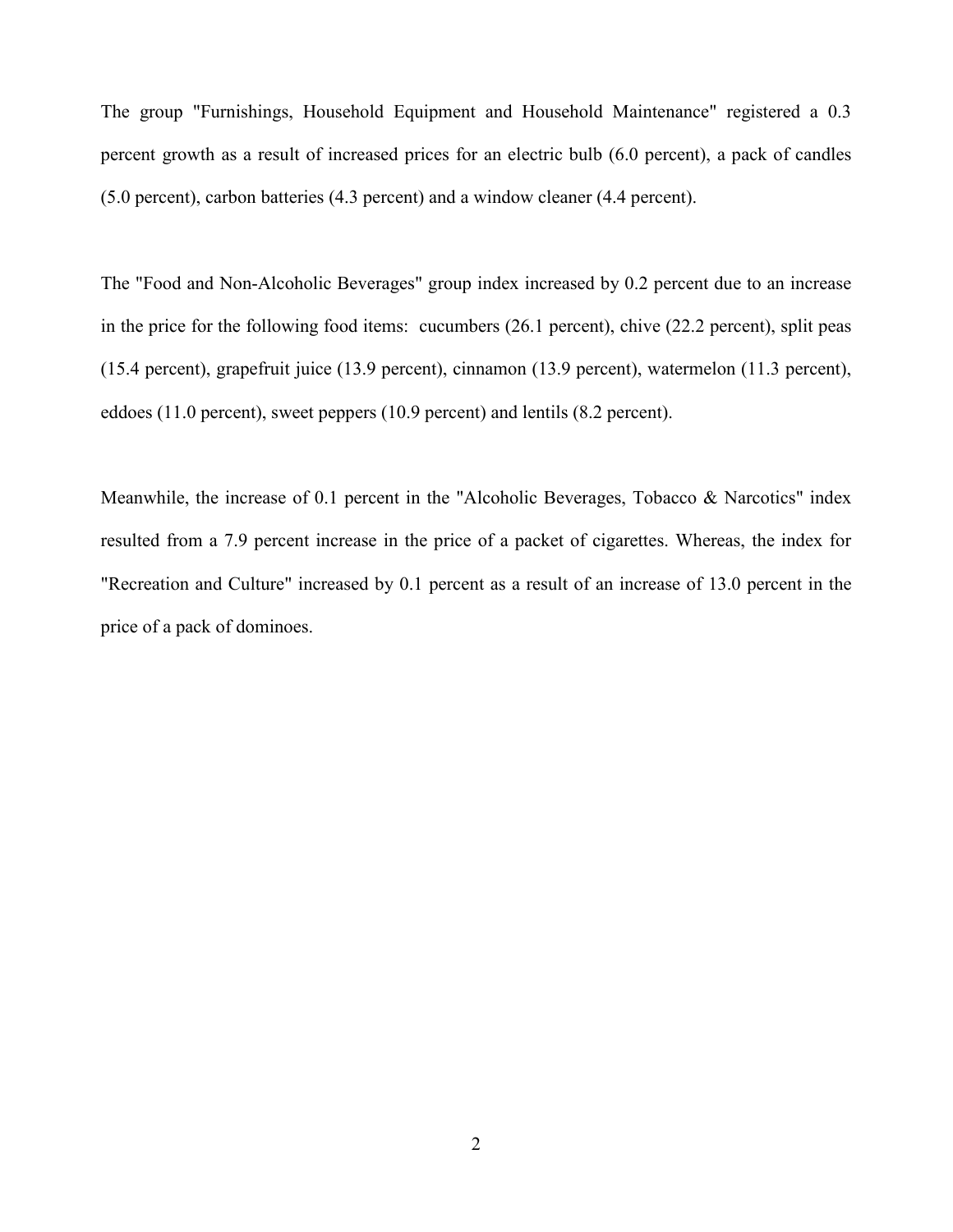The group "Furnishings, Household Equipment and Household Maintenance" registered a 0.3 percent growth as a result of increased prices for an electric bulb (6.0 percent), a pack of candles (5.0 percent), carbon batteries (4.3 percent) and a window cleaner (4.4 percent).

The "Food and Non-Alcoholic Beverages" group index increased by 0.2 percent due to an increase in the price for the following food items: cucumbers (26.1 percent), chive (22.2 percent), split peas (15.4 percent), grapefruit juice (13.9 percent), cinnamon (13.9 percent), watermelon (11.3 percent), eddoes (11.0 percent), sweet peppers (10.9 percent) and lentils (8.2 percent).

Meanwhile, the increase of 0.1 percent in the "Alcoholic Beverages, Tobacco & Narcotics" index resulted from a 7.9 percent increase in the price of a packet of cigarettes. Whereas, the index for "Recreation and Culture" increased by 0.1 percent as a result of an increase of 13.0 percent in the price of a pack of dominoes.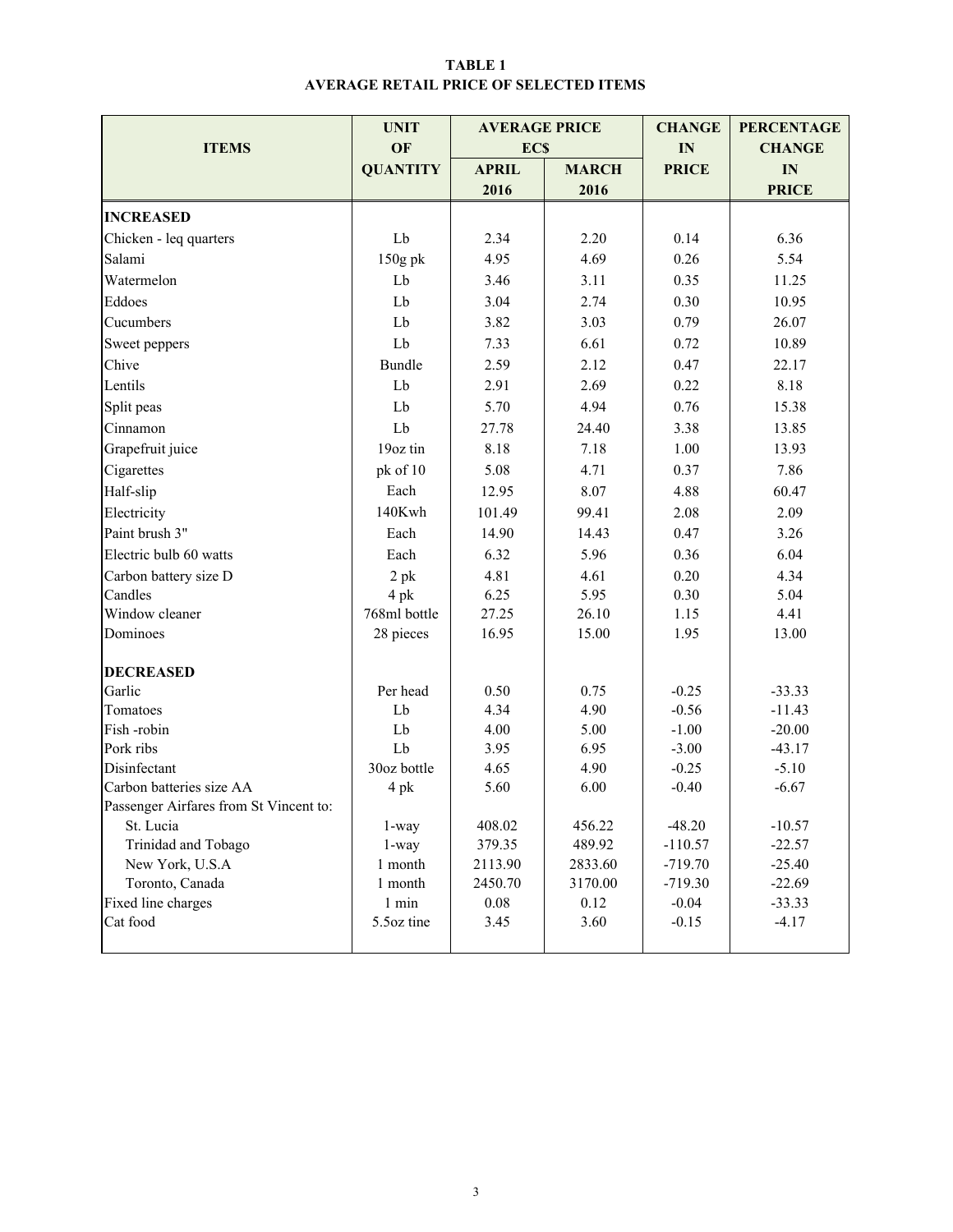**TABLE 1**
**AVERAGE RETAIL PRICE OF SELECTED ITEMS**

| ITEMS | UNIT OF QUANTITY | AVERAGE PRICE EC$ | | CHANGE IN PRICE | PERCENTAGE CHANGE IN PRICE |
|---|---|---|---|---|---|
| | | APRIL 2016 | MARCH 2016 | | |
| **INCREASED** | | | | | |
| Chicken - leq quarters | Lb | 2.34 | 2.20 | 0.14 | 6.36 |
| Salami | 150g pk | 4.95 | 4.69 | 0.26 | 5.54 |
| Watermelon | Lb | 3.46 | 3.11 | 0.35 | 11.25 |
| Eddoes | Lb | 3.04 | 2.74 | 0.30 | 10.95 |
| Cucumbers | Lb | 3.82 | 3.03 | 0.79 | 26.07 |
| Sweet peppers | Lb | 7.33 | 6.61 | 0.72 | 10.89 |
| Chive | Bundle | 2.59 | 2.12 | 0.47 | 22.17 |
| Lentils | Lb | 2.91 | 2.69 | 0.22 | 8.18 |
| Split peas | Lb | 5.70 | 4.94 | 0.76 | 15.38 |
| Cinnamon | Lb | 27.78 | 24.40 | 3.38 | 13.85 |
| Grapefruit juice | 19oz tin | 8.18 | 7.18 | 1.00 | 13.93 |
| Cigarettes | pk of 10 | 5.08 | 4.71 | 0.37 | 7.86 |
| Half-slip | Each | 12.95 | 8.07 | 4.88 | 60.47 |
| Electricity | 140Kwh | 101.49 | 99.41 | 2.08 | 2.09 |
| Paint brush 3" | Each | 14.90 | 14.43 | 0.47 | 3.26 |
| Electric bulb 60 watts | Each | 6.32 | 5.96 | 0.36 | 6.04 |
| Carbon battery size D | 2 pk | 4.81 | 4.61 | 0.20 | 4.34 |
| Candles | 4 pk | 6.25 | 5.95 | 0.30 | 5.04 |
| Window cleaner | 768ml bottle | 27.25 | 26.10 | 1.15 | 4.41 |
| Dominoes | 28 pieces | 16.95 | 15.00 | 1.95 | 13.00 |
| **DECREASED** | | | | | |
| Garlic | Per head | 0.50 | 0.75 | -0.25 | -33.33 |
| Tomatoes | Lb | 4.34 | 4.90 | -0.56 | -11.43 |
| Fish -robin | Lb | 4.00 | 5.00 | -1.00 | -20.00 |
| Pork ribs | Lb | 3.95 | 6.95 | -3.00 | -43.17 |
| Disinfectant | 30oz bottle | 4.65 | 4.90 | -0.25 | -5.10 |
| Carbon batteries size AA | 4 pk | 5.60 | 6.00 | -0.40 | -6.67 |
| Passenger Airfares from St Vincent to: | | | | | |
| St. Lucia | 1-way | 408.02 | 456.22 | -48.20 | -10.57 |
| Trinidad and Tobago | 1-way | 379.35 | 489.92 | -110.57 | -22.57 |
| New York, U.S.A | 1 month | 2113.90 | 2833.60 | -719.70 | -25.40 |
| Toronto, Canada | 1 month | 2450.70 | 3170.00 | -719.30 | -22.69 |
| Fixed line charges | 1 min | 0.08 | 0.12 | -0.04 | -33.33 |
| Cat food | 5.5oz tine | 3.45 | 3.60 | -0.15 | -4.17 |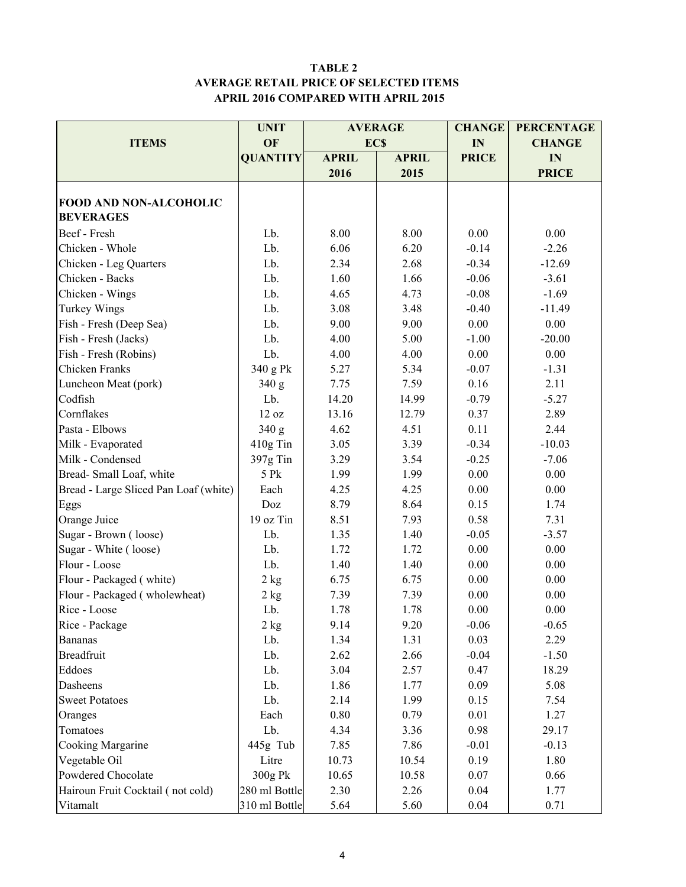**TABLE 2**
**AVERAGE RETAIL PRICE OF SELECTED ITEMS**
**APRIL 2016 COMPARED WITH APRIL 2015**

| ITEMS | UNIT OF QUANTITY | AVERAGE EC$ | | CHANGE IN PRICE | PERCENTAGE CHANGE IN PRICE |
|---|---|---|---|---|---|
| | | APRIL 2016 | APRIL 2015 | | |
| **FOOD AND NON-ALCOHOLIC BEVERAGES** | | | | | |
| Beef - Fresh | Lb. | 8.00 | 8.00 | 0.00 | 0.00 |
| Chicken - Whole | Lb. | 6.06 | 6.20 | -0.14 | -2.26 |
| Chicken - Leg Quarters | Lb. | 2.34 | 2.68 | -0.34 | -12.69 |
| Chicken - Backs | Lb. | 1.60 | 1.66 | -0.06 | -3.61 |
| Chicken - Wings | Lb. | 4.65 | 4.73 | -0.08 | -1.69 |
| Turkey Wings | Lb. | 3.08 | 3.48 | -0.40 | -11.49 |
| Fish - Fresh (Deep Sea) | Lb. | 9.00 | 9.00 | 0.00 | 0.00 |
| Fish - Fresh (Jacks) | Lb. | 4.00 | 5.00 | -1.00 | -20.00 |
| Fish - Fresh (Robins) | Lb. | 4.00 | 4.00 | 0.00 | 0.00 |
| Chicken Franks | 340 g Pk | 5.27 | 5.34 | -0.07 | -1.31 |
| Luncheon Meat (pork) | 340 g | 7.75 | 7.59 | 0.16 | 2.11 |
| Codfish | Lb. | 14.20 | 14.99 | -0.79 | -5.27 |
| Cornflakes | 12 oz | 13.16 | 12.79 | 0.37 | 2.89 |
| Pasta - Elbows | 340 g | 4.62 | 4.51 | 0.11 | 2.44 |
| Milk - Evaporated | 410g Tin | 3.05 | 3.39 | -0.34 | -10.03 |
| Milk - Condensed | 397g Tin | 3.29 | 3.54 | -0.25 | -7.06 |
| Bread- Small Loaf, white | 5 Pk | 1.99 | 1.99 | 0.00 | 0.00 |
| Bread - Large Sliced Pan Loaf (white) | Each | 4.25 | 4.25 | 0.00 | 0.00 |
| Eggs | Doz | 8.79 | 8.64 | 0.15 | 1.74 |
| Orange Juice | 19 oz Tin | 8.51 | 7.93 | 0.58 | 7.31 |
| Sugar - Brown ( loose) | Lb. | 1.35 | 1.40 | -0.05 | -3.57 |
| Sugar - White ( loose) | Lb. | 1.72 | 1.72 | 0.00 | 0.00 |
| Flour - Loose | Lb. | 1.40 | 1.40 | 0.00 | 0.00 |
| Flour - Packaged ( white) | 2 kg | 6.75 | 6.75 | 0.00 | 0.00 |
| Flour - Packaged ( wholewheat) | 2 kg | 7.39 | 7.39 | 0.00 | 0.00 |
| Rice - Loose | Lb. | 1.78 | 1.78 | 0.00 | 0.00 |
| Rice - Package | 2 kg | 9.14 | 9.20 | -0.06 | -0.65 |
| Bananas | Lb. | 1.34 | 1.31 | 0.03 | 2.29 |
| Breadfruit | Lb. | 2.62 | 2.66 | -0.04 | -1.50 |
| Eddoes | Lb. | 3.04 | 2.57 | 0.47 | 18.29 |
| Dasheens | Lb. | 1.86 | 1.77 | 0.09 | 5.08 |
| Sweet Potatoes | Lb. | 2.14 | 1.99 | 0.15 | 7.54 |
| Oranges | Each | 0.80 | 0.79 | 0.01 | 1.27 |
| Tomatoes | Lb. | 4.34 | 3.36 | 0.98 | 29.17 |
| Cooking Margarine | 445g Tub | 7.85 | 7.86 | -0.01 | -0.13 |
| Vegetable Oil | Litre | 10.73 | 10.54 | 0.19 | 1.80 |
| Powdered Chocolate | 300g Pk | 10.65 | 10.58 | 0.07 | 0.66 |
| Hairoun Fruit Cocktail ( not cold) | 280 ml Bottle | 2.30 | 2.26 | 0.04 | 1.77 |
| Vitamalt | 310 ml Bottle | 5.64 | 5.60 | 0.04 | 0.71 |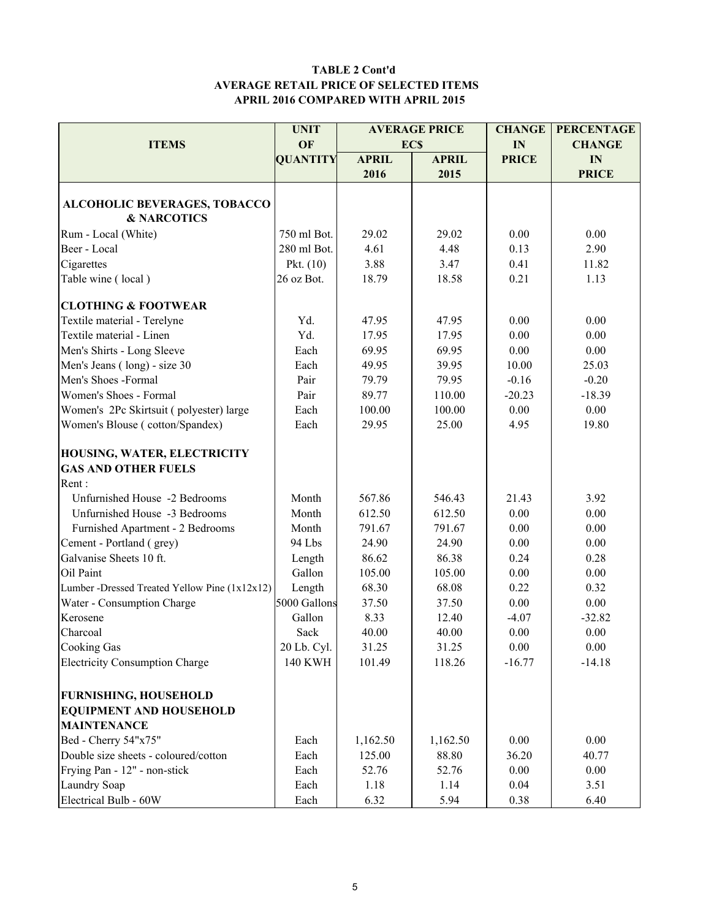**TABLE 2 Cont'd**
**AVERAGE RETAIL PRICE OF SELECTED ITEMS**
**APRIL 2016 COMPARED WITH APRIL 2015**

| ITEMS | UNIT OF QUANTITY | AVERAGE PRICE EC$ | | CHANGE IN PRICE | PERCENTAGE CHANGE IN PRICE |
|---|---|---|---|---|---|
| | | APRIL 2016 | APRIL 2015 | | |
| **ALCOHOLIC BEVERAGES, TOBACCO & NARCOTICS** | | | | | |
| Rum - Local (White) | 750 ml Bot. | 29.02 | 29.02 | 0.00 | 0.00 |
| Beer - Local | 280 ml Bot. | 4.61 | 4.48 | 0.13 | 2.90 |
| Cigarettes | Pkt. (10) | 3.88 | 3.47 | 0.41 | 11.82 |
| Table wine ( local ) | 26 oz Bot. | 18.79 | 18.58 | 0.21 | 1.13 |
| **CLOTHING & FOOTWEAR** | | | | | |
| Textile material - Terelyne | Yd. | 47.95 | 47.95 | 0.00 | 0.00 |
| Textile material - Linen | Yd. | 17.95 | 17.95 | 0.00 | 0.00 |
| Men's Shirts - Long Sleeve | Each | 69.95 | 69.95 | 0.00 | 0.00 |
| Men's Jeans ( long) - size 30 | Each | 49.95 | 39.95 | 10.00 | 25.03 |
| Men's Shoes -Formal | Pair | 79.79 | 79.95 | -0.16 | -0.20 |
| Women's Shoes - Formal | Pair | 89.77 | 110.00 | -20.23 | -18.39 |
| Women's 2Pc Skirtsuit ( polyester) large | Each | 100.00 | 100.00 | 0.00 | 0.00 |
| Women's Blouse ( cotton/Spandex) | Each | 29.95 | 25.00 | 4.95 | 19.80 |
| **HOUSING, WATER, ELECTRICITY GAS AND OTHER FUELS** | | | | | |
| Rent : | | | | | |
| Unfurnished House -2 Bedrooms | Month | 567.86 | 546.43 | 21.43 | 3.92 |
| Unfurnished House -3 Bedrooms | Month | 612.50 | 612.50 | 0.00 | 0.00 |
| Furnished Apartment - 2 Bedrooms | Month | 791.67 | 791.67 | 0.00 | 0.00 |
| Cement - Portland ( grey) | 94 Lbs | 24.90 | 24.90 | 0.00 | 0.00 |
| Galvanise Sheets 10 ft. | Length | 86.62 | 86.38 | 0.24 | 0.28 |
| Oil Paint | Gallon | 105.00 | 105.00 | 0.00 | 0.00 |
| Lumber -Dressed Treated Yellow Pine (1x12x12) | Length | 68.30 | 68.08 | 0.22 | 0.32 |
| Water - Consumption Charge | 5000 Gallons | 37.50 | 37.50 | 0.00 | 0.00 |
| Kerosene | Gallon | 8.33 | 12.40 | -4.07 | -32.82 |
| Charcoal | Sack | 40.00 | 40.00 | 0.00 | 0.00 |
| Cooking Gas | 20 Lb. Cyl. | 31.25 | 31.25 | 0.00 | 0.00 |
| Electricity Consumption Charge | 140 KWH | 101.49 | 118.26 | -16.77 | -14.18 |
| **FURNISHING, HOUSEHOLD EQUIPMENT AND HOUSEHOLD MAINTENANCE** | | | | | |
| Bed - Cherry 54"x75" | Each | 1,162.50 | 1,162.50 | 0.00 | 0.00 |
| Double size sheets - coloured/cotton | Each | 125.00 | 88.80 | 36.20 | 40.77 |
| Frying Pan - 12" - non-stick | Each | 52.76 | 52.76 | 0.00 | 0.00 |
| Laundry Soap | Each | 1.18 | 1.14 | 0.04 | 3.51 |
| Electrical Bulb - 60W | Each | 6.32 | 5.94 | 0.38 | 6.40 |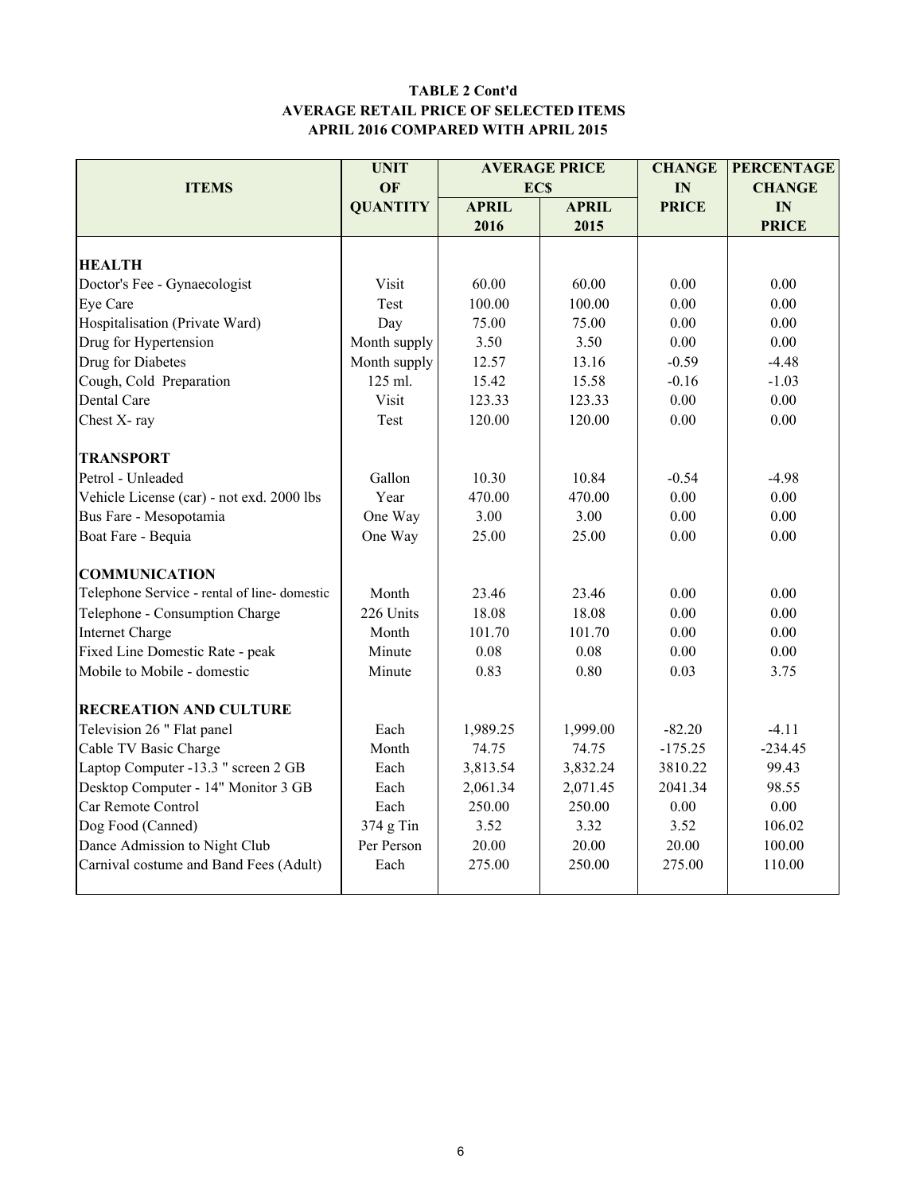**TABLE 2 Cont'd**
**AVERAGE RETAIL PRICE OF SELECTED ITEMS**
**APRIL 2016 COMPARED WITH APRIL 2015**

| ITEMS | UNIT OF QUANTITY | AVERAGE PRICE EC$ | | CHANGE IN PRICE | PERCENTAGE CHANGE IN PRICE |
|---|---|---|---|---|---|
| | | APRIL 2016 | APRIL 2015 | | |
| **HEALTH** | | | | | |
| Doctor's Fee - Gynaecologist | Visit | 60.00 | 60.00 | 0.00 | 0.00 |
| Eye Care | Test | 100.00 | 100.00 | 0.00 | 0.00 |
| Hospitalisation (Private Ward) | Day | 75.00 | 75.00 | 0.00 | 0.00 |
| Drug for Hypertension | Month supply | 3.50 | 3.50 | 0.00 | 0.00 |
| Drug for Diabetes | Month supply | 12.57 | 13.16 | -0.59 | -4.48 |
| Cough, Cold Preparation | 125 ml. | 15.42 | 15.58 | -0.16 | -1.03 |
| Dental Care | Visit | 123.33 | 123.33 | 0.00 | 0.00 |
| Chest X- ray | Test | 120.00 | 120.00 | 0.00 | 0.00 |
| **TRANSPORT** | | | | | |
| Petrol - Unleaded | Gallon | 10.30 | 10.84 | -0.54 | -4.98 |
| Vehicle License (car) - not exd. 2000 lbs | Year | 470.00 | 470.00 | 0.00 | 0.00 |
| Bus Fare - Mesopotamia | One Way | 3.00 | 3.00 | 0.00 | 0.00 |
| Boat Fare - Bequia | One Way | 25.00 | 25.00 | 0.00 | 0.00 |
| **COMMUNICATION** | | | | | |
| Telephone Service - rental of line- domestic | Month | 23.46 | 23.46 | 0.00 | 0.00 |
| Telephone - Consumption Charge | 226 Units | 18.08 | 18.08 | 0.00 | 0.00 |
| Internet Charge | Month | 101.70 | 101.70 | 0.00 | 0.00 |
| Fixed Line Domestic Rate - peak | Minute | 0.08 | 0.08 | 0.00 | 0.00 |
| Mobile to Mobile - domestic | Minute | 0.83 | 0.80 | 0.03 | 3.75 |
| **RECREATION AND CULTURE** | | | | | |
| Television 26 " Flat panel | Each | 1,989.25 | 1,999.00 | -82.20 | -4.11 |
| Cable TV Basic Charge | Month | 74.75 | 74.75 | -175.25 | -234.45 |
| Laptop Computer -13.3 " screen 2 GB | Each | 3,813.54 | 3,832.24 | 3810.22 | 99.43 |
| Desktop Computer - 14" Monitor 3 GB | Each | 2,061.34 | 2,071.45 | 2041.34 | 98.55 |
| Car Remote Control | Each | 250.00 | 250.00 | 0.00 | 0.00 |
| Dog Food (Canned) | 374 g Tin | 3.52 | 3.32 | 3.52 | 106.02 |
| Dance Admission to Night Club | Per Person | 20.00 | 20.00 | 20.00 | 100.00 |
| Carnival costume and Band Fees (Adult) | Each | 275.00 | 250.00 | 275.00 | 110.00 |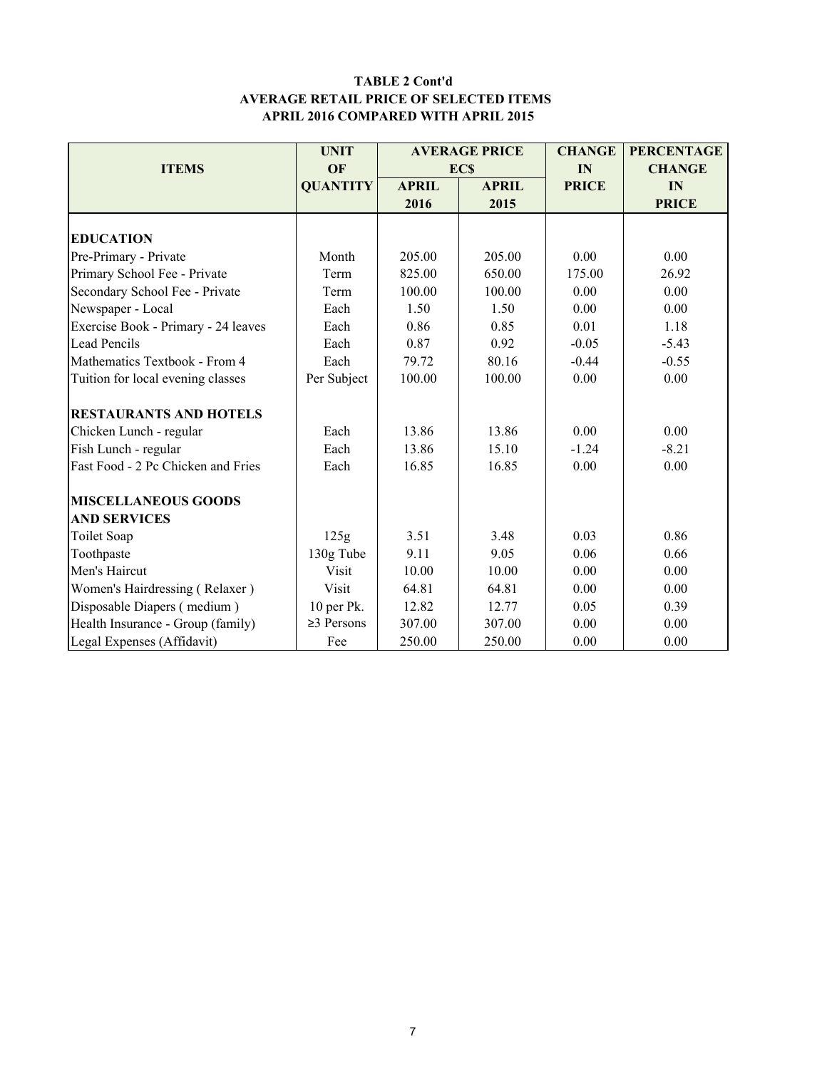**TABLE 2 Cont'd**
**AVERAGE RETAIL PRICE OF SELECTED ITEMS**
**APRIL 2016 COMPARED WITH APRIL 2015**

| ITEMS | UNIT OF QUANTITY | AVERAGE PRICE EC$ | | CHANGE IN PRICE | PERCENTAGE CHANGE IN PRICE |
|---|---|---|---|---|---|
| | | APRIL 2016 | APRIL 2015 | | |
| **EDUCATION** | | | | | |
| Pre-Primary - Private | Month | 205.00 | 205.00 | 0.00 | 0.00 |
| Primary School Fee - Private | Term | 825.00 | 650.00 | 175.00 | 26.92 |
| Secondary School Fee - Private | Term | 100.00 | 100.00 | 0.00 | 0.00 |
| Newspaper - Local | Each | 1.50 | 1.50 | 0.00 | 0.00 |
| Exercise Book - Primary - 24 leaves | Each | 0.86 | 0.85 | 0.01 | 1.18 |
| Lead Pencils | Each | 0.87 | 0.92 | -0.05 | -5.43 |
| Mathematics Textbook - From 4 | Each | 79.72 | 80.16 | -0.44 | -0.55 |
| Tuition for local evening classes | Per Subject | 100.00 | 100.00 | 0.00 | 0.00 |
| **RESTAURANTS AND HOTELS** | | | | | |
| Chicken Lunch - regular | Each | 13.86 | 13.86 | 0.00 | 0.00 |
| Fish Lunch - regular | Each | 13.86 | 15.10 | -1.24 | -8.21 |
| Fast Food - 2 Pc Chicken and Fries | Each | 16.85 | 16.85 | 0.00 | 0.00 |
| **MISCELLANEOUS GOODS AND SERVICES** | | | | | |
| Toilet Soap | 125g | 3.51 | 3.48 | 0.03 | 0.86 |
| Toothpaste | 130g Tube | 9.11 | 9.05 | 0.06 | 0.66 |
| Men's Haircut | Visit | 10.00 | 10.00 | 0.00 | 0.00 |
| Women's Hairdressing ( Relaxer ) | Visit | 64.81 | 64.81 | 0.00 | 0.00 |
| Disposable Diapers ( medium ) | 10 per Pk. | 12.82 | 12.77 | 0.05 | 0.39 |
| Health Insurance - Group (family) | ≥3 Persons | 307.00 | 307.00 | 0.00 | 0.00 |
| Legal Expenses (Affidavit) | Fee | 250.00 | 250.00 | 0.00 | 0.00 |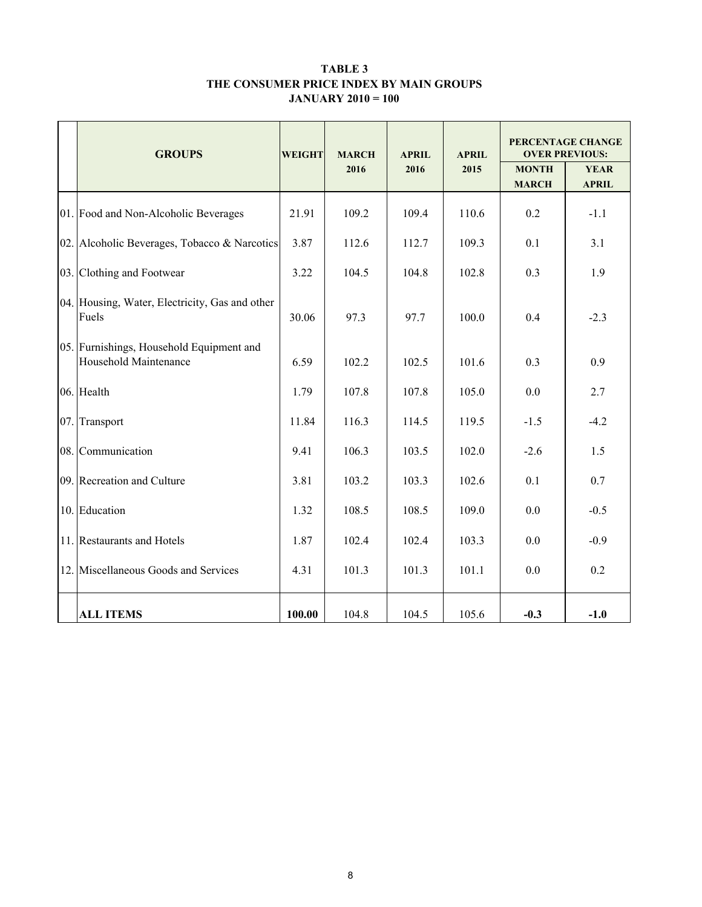**TABLE 3**
**THE CONSUMER PRICE INDEX BY MAIN GROUPS**
**JANUARY 2010 = 100**

| | GROUPS | WEIGHT | MARCH 2016 | APRIL 2016 | APRIL 2015 | PERCENTAGE CHANGE OVER PREVIOUS: | |
|---|---|---|---|---|---|---|---|
| | | | | | | MONTH MARCH | YEAR APRIL |
| 01. | Food and Non-Alcoholic Beverages | 21.91 | 109.2 | 109.4 | 110.6 | 0.2 | -1.1 |
| 02. | Alcoholic Beverages, Tobacco & Narcotics | 3.87 | 112.6 | 112.7 | 109.3 | 0.1 | 3.1 |
| 03. | Clothing and Footwear | 3.22 | 104.5 | 104.8 | 102.8 | 0.3 | 1.9 |
| 04. | Housing, Water, Electricity, Gas and other Fuels | 30.06 | 97.3 | 97.7 | 100.0 | 0.4 | -2.3 |
| 05. | Furnishings, Household Equipment and Household Maintenance | 6.59 | 102.2 | 102.5 | 101.6 | 0.3 | 0.9 |
| 06. | Health | 1.79 | 107.8 | 107.8 | 105.0 | 0.0 | 2.7 |
| 07. | Transport | 11.84 | 116.3 | 114.5 | 119.5 | -1.5 | -4.2 |
| 08. | Communication | 9.41 | 106.3 | 103.5 | 102.0 | -2.6 | 1.5 |
| 09. | Recreation and Culture | 3.81 | 103.2 | 103.3 | 102.6 | 0.1 | 0.7 |
| 10. | Education | 1.32 | 108.5 | 108.5 | 109.0 | 0.0 | -0.5 |
| 11. | Restaurants and Hotels | 1.87 | 102.4 | 102.4 | 103.3 | 0.0 | -0.9 |
| 12. | Miscellaneous Goods and Services | 4.31 | 101.3 | 101.3 | 101.1 | 0.0 | 0.2 |
| | **ALL ITEMS** | **100.00** | 104.8 | 104.5 | 105.6 | **-0.3** | **-1.0** |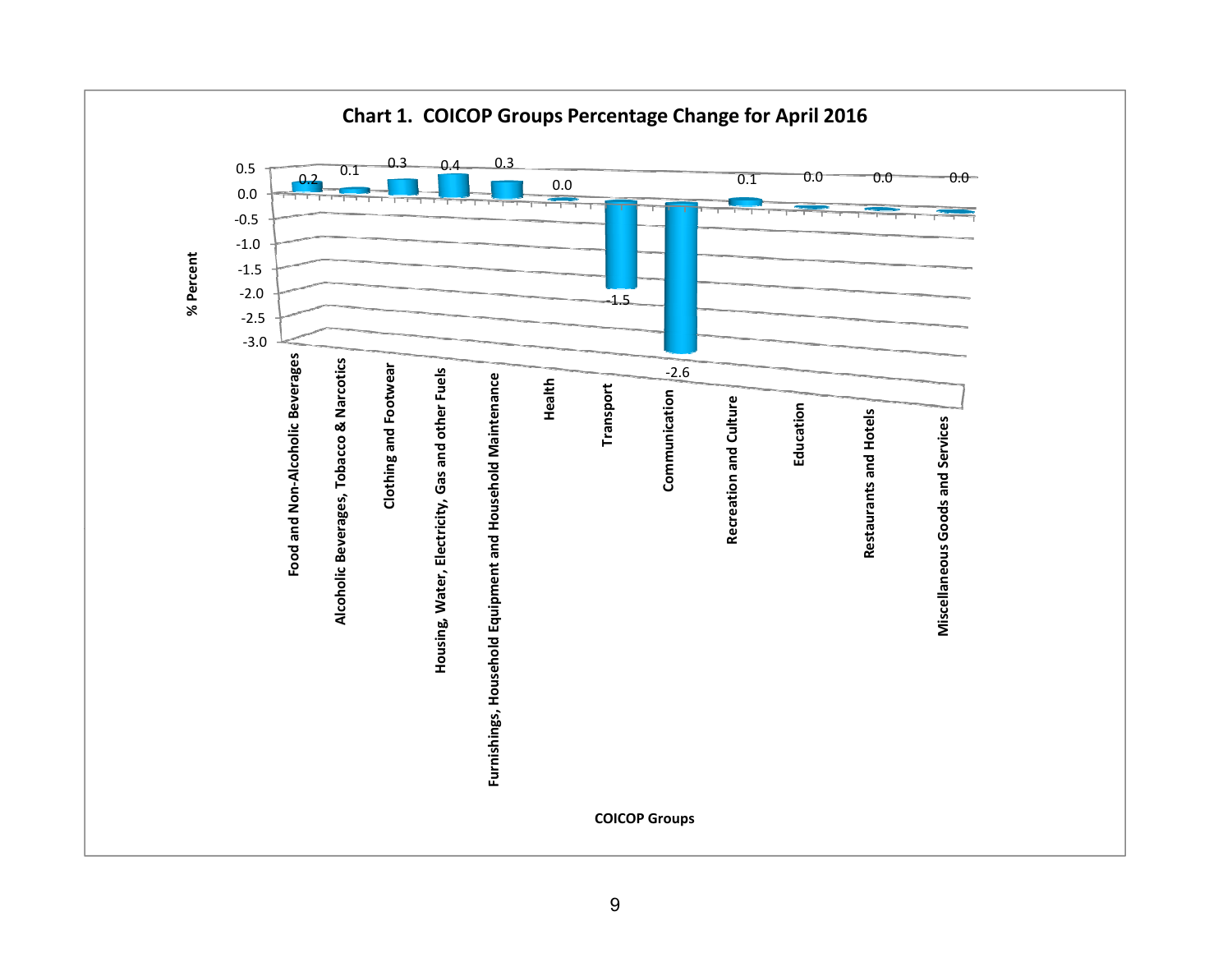**Chart 1. COICOP Groups Percentage Change for April 2016**

| COICOP Groups | % Percent |
|---|---|
| Food and Non-Alcoholic Beverages | 0.2 |
| Alcoholic Beverages, Tobacco & Narcotics | 0.1 |
| Clothing and Footwear | 0.3 |
| Housing, Water, Electricity, Gas and other Fuels | 0.4 |
| Furnishings, Household Equipment and Household Maintenance | 0.3 |
| Health | 0.0 |
| Transport | -1.5 |
| Communication | -2.6 |
| Recreation and Culture | 0.1 |
| Education | 0.0 |
| Restaurants and Hotels | 0.0 |
| Miscellaneous Goods and Services | 0.0 |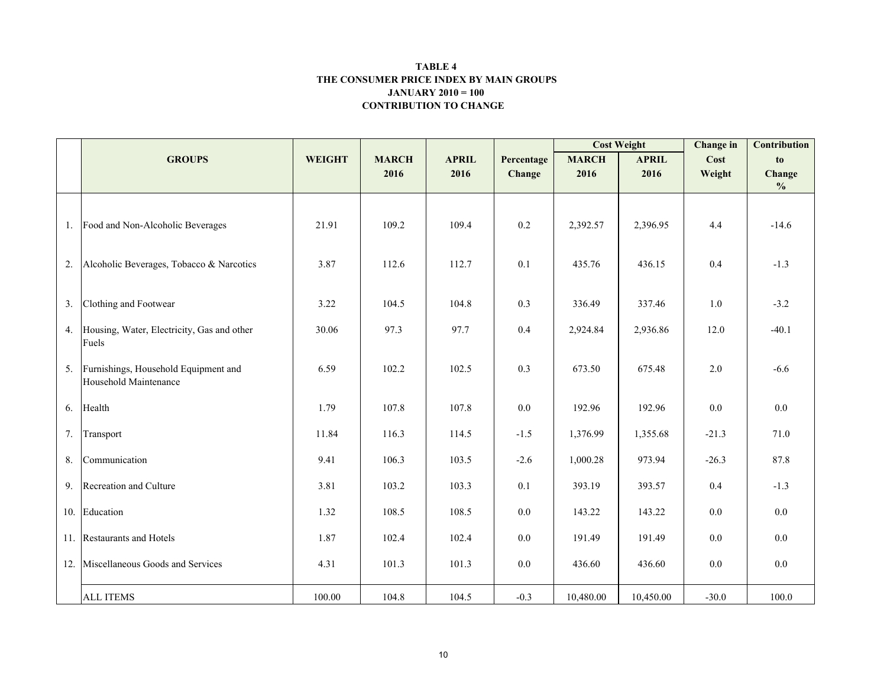**TABLE 4**
**THE CONSUMER PRICE INDEX BY MAIN GROUPS**
**JANUARY 2010 = 100**
**CONTRIBUTION TO CHANGE**

| | GROUPS | WEIGHT | MARCH 2016 | APRIL 2016 | Percentage Change | Cost Weight | | Change in Cost Weight | Contribution to Change % |
|---|---|---|---|---|---|---|---|---|---|
| | | | | | | MARCH 2016 | APRIL 2016 | | |
| 1. | Food and Non-Alcoholic Beverages | 21.91 | 109.2 | 109.4 | 0.2 | 2,392.57 | 2,396.95 | 4.4 | -14.6 |
| 2. | Alcoholic Beverages, Tobacco & Narcotics | 3.87 | 112.6 | 112.7 | 0.1 | 435.76 | 436.15 | 0.4 | -1.3 |
| 3. | Clothing and Footwear | 3.22 | 104.5 | 104.8 | 0.3 | 336.49 | 337.46 | 1.0 | -3.2 |
| 4. | Housing, Water, Electricity, Gas and other Fuels | 30.06 | 97.3 | 97.7 | 0.4 | 2,924.84 | 2,936.86 | 12.0 | -40.1 |
| 5. | Furnishings, Household Equipment and Household Maintenance | 6.59 | 102.2 | 102.5 | 0.3 | 673.50 | 675.48 | 2.0 | -6.6 |
| 6. | Health | 1.79 | 107.8 | 107.8 | 0.0 | 192.96 | 192.96 | 0.0 | 0.0 |
| 7. | Transport | 11.84 | 116.3 | 114.5 | -1.5 | 1,376.99 | 1,355.68 | -21.3 | 71.0 |
| 8. | Communication | 9.41 | 106.3 | 103.5 | -2.6 | 1,000.28 | 973.94 | -26.3 | 87.8 |
| 9. | Recreation and Culture | 3.81 | 103.2 | 103.3 | 0.1 | 393.19 | 393.57 | 0.4 | -1.3 |
| 10. | Education | 1.32 | 108.5 | 108.5 | 0.0 | 143.22 | 143.22 | 0.0 | 0.0 |
| 11. | Restaurants and Hotels | 1.87 | 102.4 | 102.4 | 0.0 | 191.49 | 191.49 | 0.0 | 0.0 |
| 12. | Miscellaneous Goods and Services | 4.31 | 101.3 | 101.3 | 0.0 | 436.60 | 436.60 | 0.0 | 0.0 |
| | ALL ITEMS | 100.00 | 104.8 | 104.5 | -0.3 | 10,480.00 | 10,450.00 | -30.0 | 100.0 |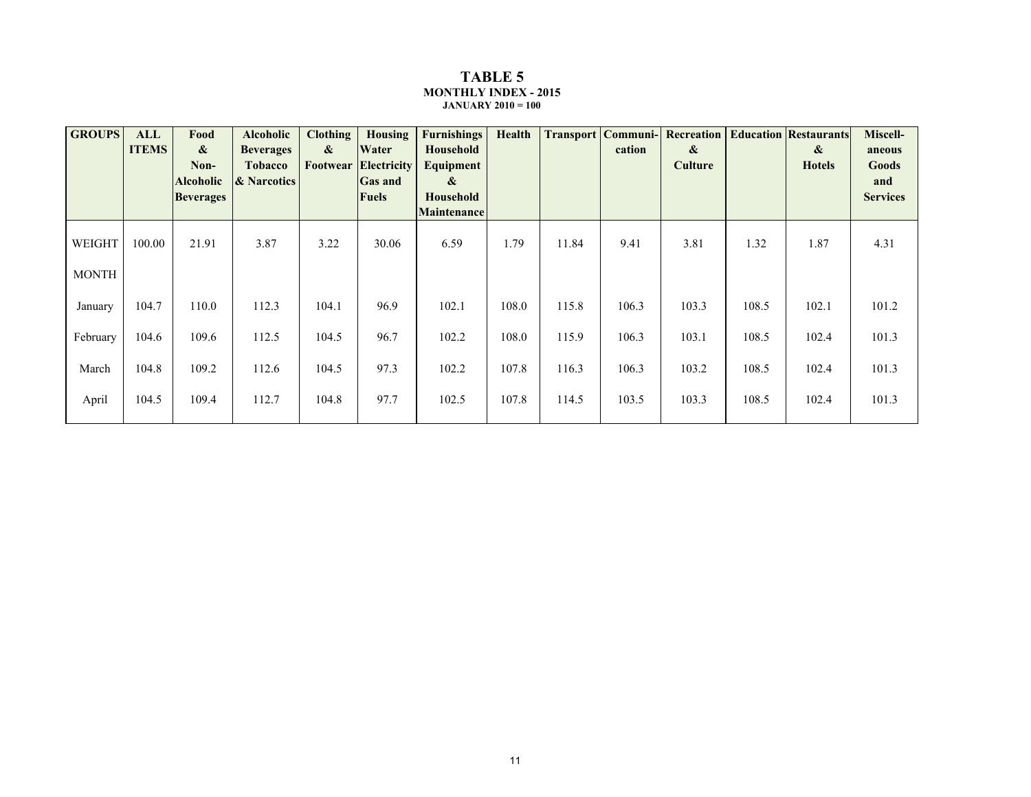# TABLE 5

**MONTHLY INDEX - 2015**

**JANUARY 2010 = 100**

| GROUPS | ALL ITEMS | Food & Non-Alcoholic Beverages | Alcoholic Beverages Tobacco & Narcotics | Clothing & Footwear | Housing Water Electricity Gas and Fuels | Furnishings Household Equipment & Household Maintenance | Health | Transport | Communi-cation | Recreation & Culture | Education | Restaurants & Hotels | Miscell-aneous Goods and Services |
|---|---|---|---|---|---|---|---|---|---|---|---|---|---|
| WEIGHT | 100.00 | 21.91 | 3.87 | 3.22 | 30.06 | 6.59 | 1.79 | 11.84 | 9.41 | 3.81 | 1.32 | 1.87 | 4.31 |
| MONTH | | | | | | | | | | | | | |
| January | 104.7 | 110.0 | 112.3 | 104.1 | 96.9 | 102.1 | 108.0 | 115.8 | 106.3 | 103.3 | 108.5 | 102.1 | 101.2 |
| February | 104.6 | 109.6 | 112.5 | 104.5 | 96.7 | 102.2 | 108.0 | 115.9 | 106.3 | 103.1 | 108.5 | 102.4 | 101.3 |
| March | 104.8 | 109.2 | 112.6 | 104.5 | 97.3 | 102.2 | 107.8 | 116.3 | 106.3 | 103.2 | 108.5 | 102.4 | 101.3 |
| April | 104.5 | 109.4 | 112.7 | 104.8 | 97.7 | 102.5 | 107.8 | 114.5 | 103.5 | 103.3 | 108.5 | 102.4 | 101.3 |